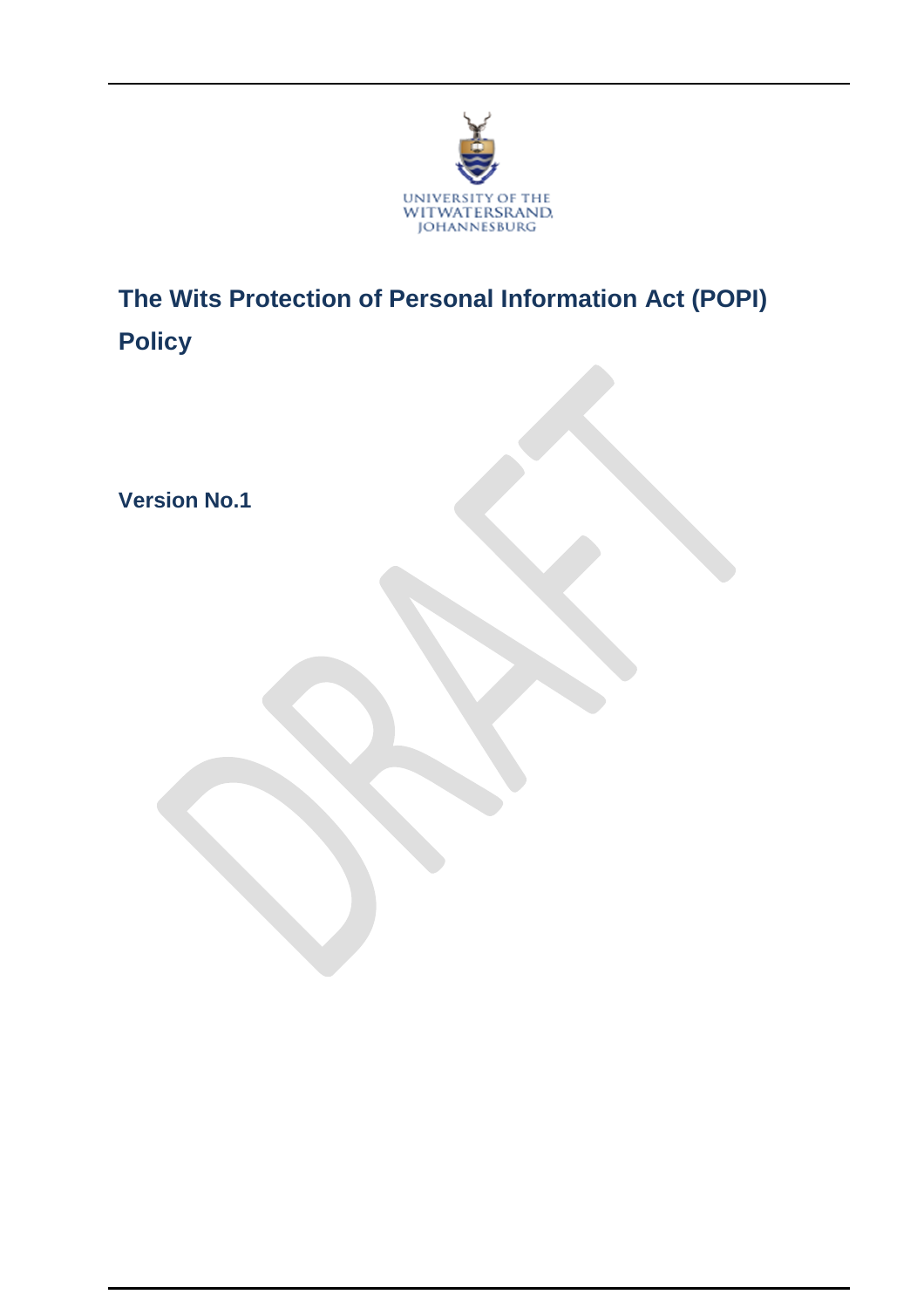UNIVERSITY OF THE
WITWATERSRAND,
JOHANNESBURG

# The Wits Protection of Personal Information Act (POPI) Policy

**Version No.1**

DRAFT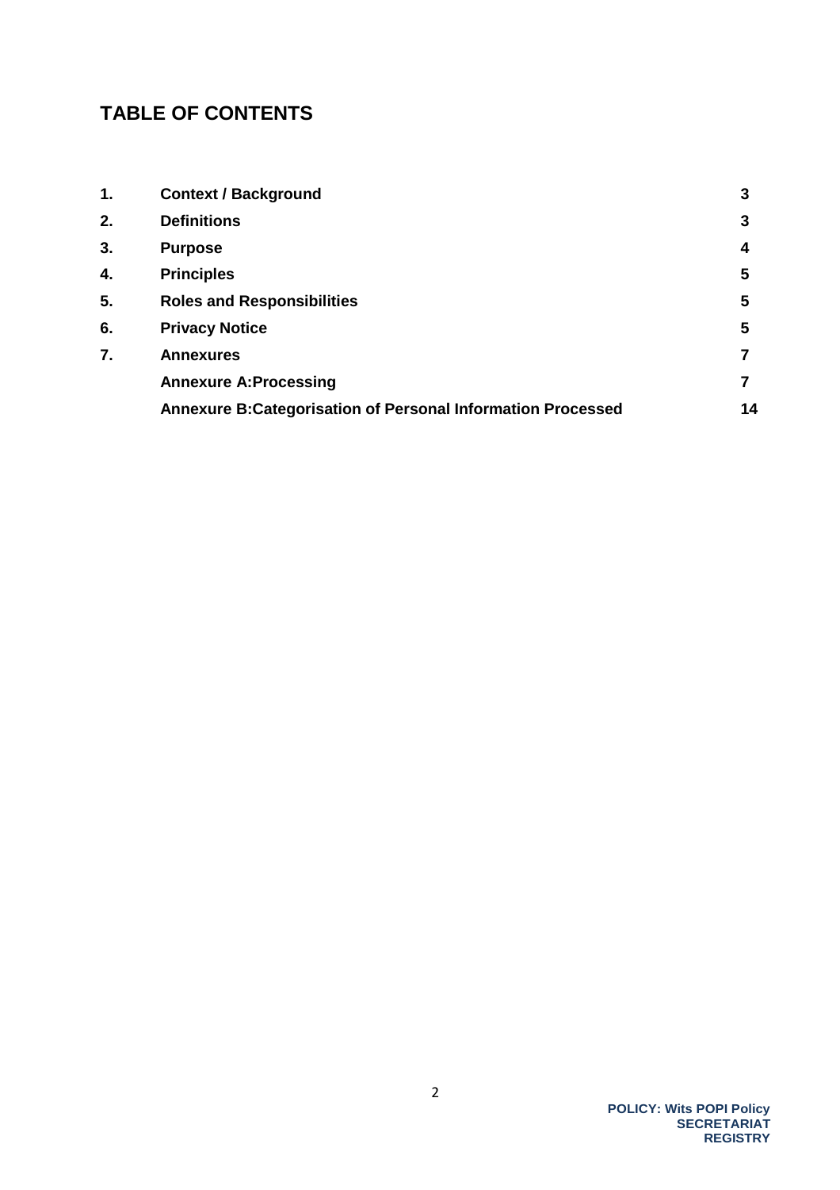## TABLE OF CONTENTS

| | | |
|---|---|---|
| **1.** | **Context / Background** | **3** |
| **2.** | **Definitions** | **3** |
| **3.** | **Purpose** | **4** |
| **4.** | **Principles** | **5** |
| **5.** | **Roles and Responsibilities** | **5** |
| **6.** | **Privacy Notice** | **5** |
| **7.** | **Annexures** | **7** |
| | **Annexure A:Processing** | **7** |
| | **Annexure B:Categorisation of Personal Information Processed** | **14** |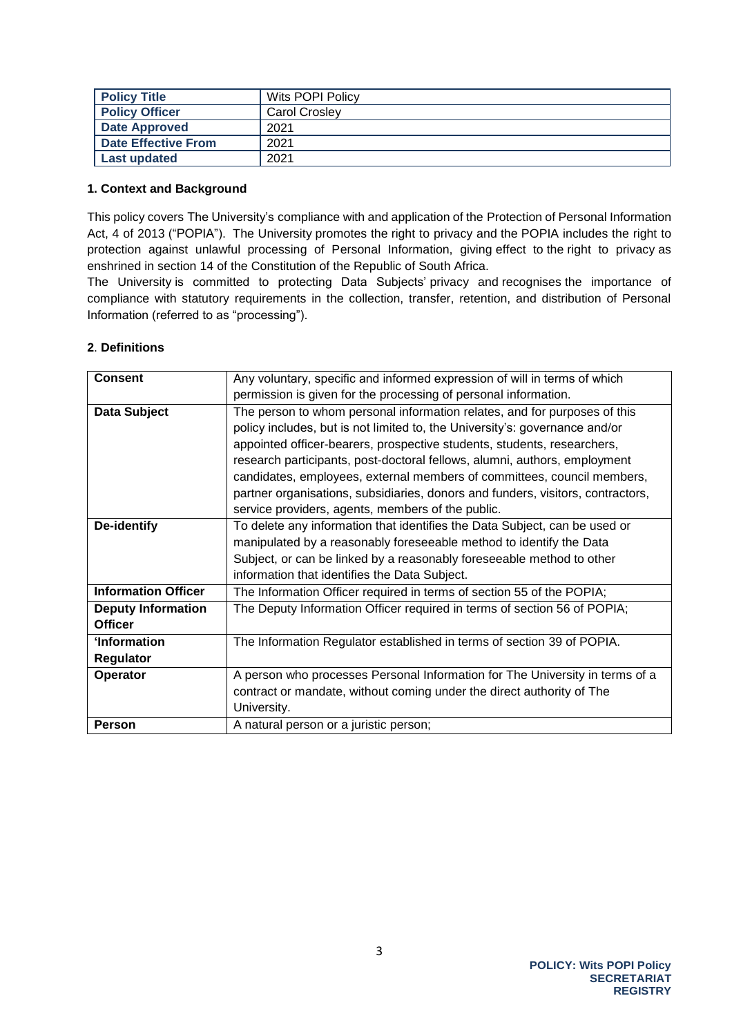| Policy Title | Wits POPI Policy |
|---|---|
| Policy Officer | Carol Crosley |
| Date Approved | 2021 |
| Date Effective From | 2021 |
| Last updated | 2021 |

**1. Context and Background**

This policy covers The University's compliance with and application of the Protection of Personal Information Act, 4 of 2013 ("POPIA"). The University promotes the right to privacy and the POPIA includes the right to protection against unlawful processing of Personal Information, giving effect to the right to privacy as enshrined in section 14 of the Constitution of the Republic of South Africa.

The University is committed to protecting Data Subjects' privacy and recognises the importance of compliance with statutory requirements in the collection, transfer, retention, and distribution of Personal Information (referred to as "processing").

**2. Definitions**

| Term | Definition |
|---|---|
| **Consent** | Any voluntary, specific and informed expression of will in terms of which permission is given for the processing of personal information. |
| **Data Subject** | The person to whom personal information relates, and for purposes of this policy includes, but is not limited to, the University's: governance and/or appointed officer-bearers, prospective students, students, researchers, research participants, post-doctoral fellows, alumni, authors, employment candidates, employees, external members of committees, council members, partner organisations, subsidiaries, donors and funders, visitors, contractors, service providers, agents, members of the public. |
| **De-identify** | To delete any information that identifies the Data Subject, can be used or manipulated by a reasonably foreseeable method to identify the Data Subject, or can be linked by a reasonably foreseeable method to other information that identifies the Data Subject. |
| **Information Officer** | The Information Officer required in terms of section 55 of the POPIA; |
| **Deputy Information Officer** | The Deputy Information Officer required in terms of section 56 of POPIA; |
| **'Information Regulator** | The Information Regulator established in terms of section 39 of POPIA. |
| **Operator** | A person who processes Personal Information for The University in terms of a contract or mandate, without coming under the direct authority of The University. |
| **Person** | A natural person or a juristic person; |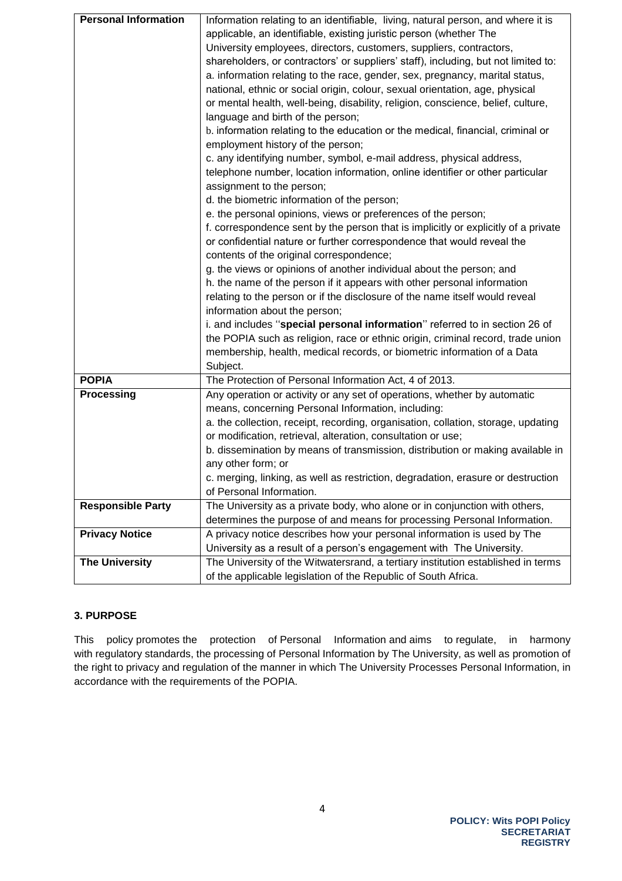| | |
|---|---|
| **Personal Information** | Information relating to an identifiable, living, natural person, and where it is applicable, an identifiable, existing juristic person (whether The University employees, directors, customers, suppliers, contractors, shareholders, or contractors' or suppliers' staff), including, but not limited to:<br>a. information relating to the race, gender, sex, pregnancy, marital status, national, ethnic or social origin, colour, sexual orientation, age, physical or mental health, well-being, disability, religion, conscience, belief, culture, language and birth of the person;<br>b. information relating to the education or the medical, financial, criminal or employment history of the person;<br>c. any identifying number, symbol, e-mail address, physical address, telephone number, location information, online identifier or other particular assignment to the person;<br>d. the biometric information of the person;<br>e. the personal opinions, views or preferences of the person;<br>f. correspondence sent by the person that is implicitly or explicitly of a private or confidential nature or further correspondence that would reveal the contents of the original correspondence;<br>g. the views or opinions of another individual about the person; and<br>h. the name of the person if it appears with other personal information relating to the person or if the disclosure of the name itself would reveal information about the person;<br>i. and includes ''**special personal information**'' referred to in section 26 of the POPIA such as religion, race or ethnic origin, criminal record, trade union membership, health, medical records, or biometric information of a Data Subject. |
| **POPIA** | The Protection of Personal Information Act, 4 of 2013. |
| **Processing** | Any operation or activity or any set of operations, whether by automatic means, concerning Personal Information, including:<br>a. the collection, receipt, recording, organisation, collation, storage, updating or modification, retrieval, alteration, consultation or use;<br>b. dissemination by means of transmission, distribution or making available in any other form; or<br>c. merging, linking, as well as restriction, degradation, erasure or destruction of Personal Information. |
| **Responsible Party** | The University as a private body, who alone or in conjunction with others, determines the purpose of and means for processing Personal Information. |
| **Privacy Notice** | A privacy notice describes how your personal information is used by The University as a result of a person's engagement with The University. |
| **The University** | The University of the Witwatersrand, a tertiary institution established in terms of the applicable legislation of the Republic of South Africa. |

## 3. PURPOSE

This policy promotes the protection of Personal Information and aims to regulate, in harmony with regulatory standards, the processing of Personal Information by The University, as well as promotion of the right to privacy and regulation of the manner in which The University Processes Personal Information, in accordance with the requirements of the POPIA.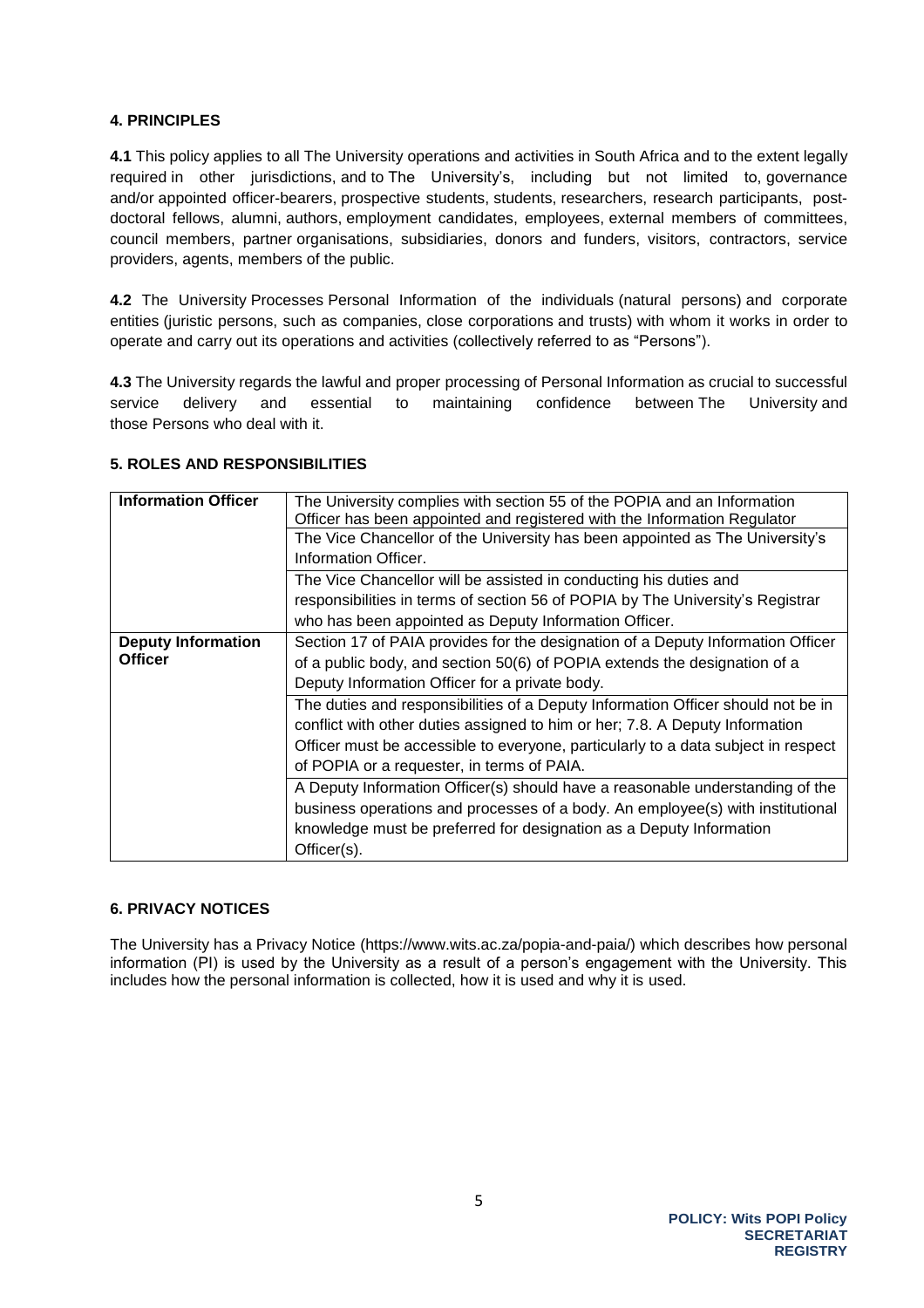**4. PRINCIPLES**

**4.1** This policy applies to all The University operations and activities in South Africa and to the extent legally required in other jurisdictions, and to The University's, including but not limited to, governance and/or appointed officer-bearers, prospective students, students, researchers, research participants, post-doctoral fellows, alumni, authors, employment candidates, employees, external members of committees, council members, partner organisations, subsidiaries, donors and funders, visitors, contractors, service providers, agents, members of the public.

**4.2** The University Processes Personal Information of the individuals (natural persons) and corporate entities (juristic persons, such as companies, close corporations and trusts) with whom it works in order to operate and carry out its operations and activities (collectively referred to as "Persons").

**4.3** The University regards the lawful and proper processing of Personal Information as crucial to successful service delivery and essential to maintaining confidence between The University and those Persons who deal with it.

**5. ROLES AND RESPONSIBILITIES**

| | |
|---|---|
| **Information Officer** | The University complies with section 55 of the POPIA and an Information Officer has been appointed and registered with the Information Regulator |
| | The Vice Chancellor of the University has been appointed as The University's Information Officer. |
| | The Vice Chancellor will be assisted in conducting his duties and responsibilities in terms of section 56 of POPIA by The University's Registrar who has been appointed as Deputy Information Officer. |
| **Deputy Information Officer** | Section 17 of PAIA provides for the designation of a Deputy Information Officer of a public body, and section 50(6) of POPIA extends the designation of a Deputy Information Officer for a private body. |
| | The duties and responsibilities of a Deputy Information Officer should not be in conflict with other duties assigned to him or her; 7.8. A Deputy Information Officer must be accessible to everyone, particularly to a data subject in respect of POPIA or a requester, in terms of PAIA. |
| | A Deputy Information Officer(s) should have a reasonable understanding of the business operations and processes of a body. An employee(s) with institutional knowledge must be preferred for designation as a Deputy Information Officer(s). |

**6. PRIVACY NOTICES**

The University has a Privacy Notice (https://www.wits.ac.za/popia-and-paia/) which describes how personal information (PI) is used by the University as a result of a person's engagement with the University. This includes how the personal information is collected, how it is used and why it is used.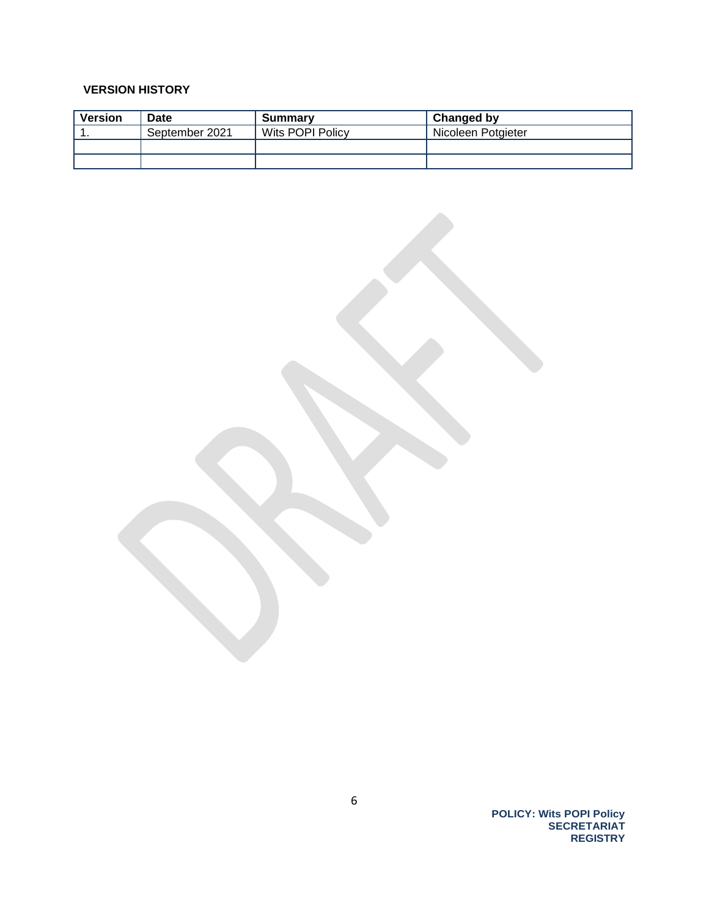**VERSION HISTORY**

| Version | Date | Summary | Changed by |
| --- | --- | --- | --- |
| 1. | September 2021 | Wits POPI Policy | Nicoleen Potgieter |
| | | | |
| | | | |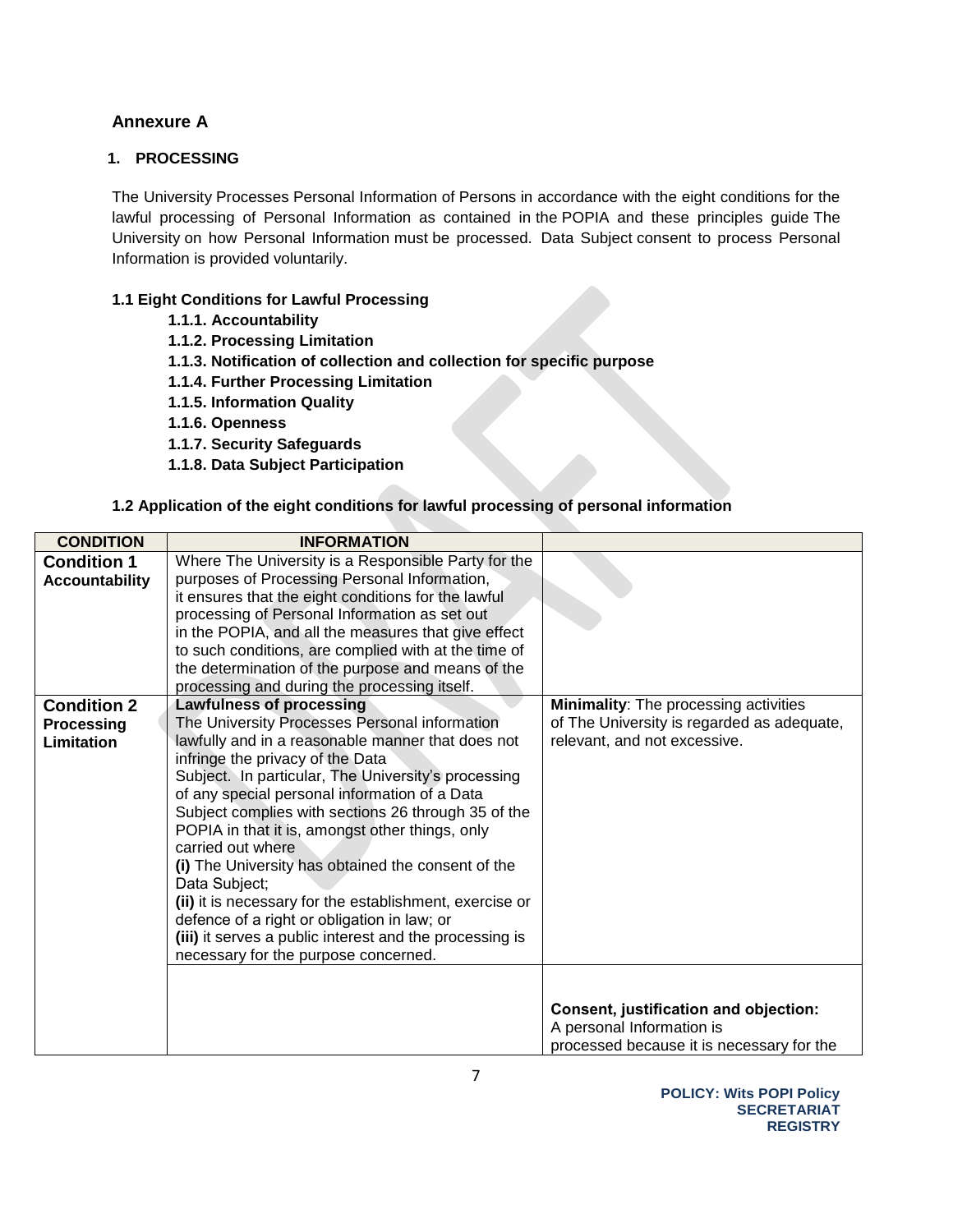## Annexure A

### 1. PROCESSING

The University Processes Personal Information of Persons in accordance with the eight conditions for the lawful processing of Personal Information as contained in the POPIA and these principles guide The University on how Personal Information must be processed. Data Subject consent to process Personal Information is provided voluntarily.

**1.1 Eight Conditions for Lawful Processing**

- **1.1.1. Accountability**
- **1.1.2. Processing Limitation**
- **1.1.3. Notification of collection and collection for specific purpose**
- **1.1.4. Further Processing Limitation**
- **1.1.5. Information Quality**
- **1.1.6. Openness**
- **1.1.7. Security Safeguards**
- **1.1.8. Data Subject Participation**

**1.2 Application of the eight conditions for lawful processing of personal information**

| CONDITION | INFORMATION | |
|---|---|---|
| **Condition 1 Accountability** | Where The University is a Responsible Party for the purposes of Processing Personal Information, it ensures that the eight conditions for the lawful processing of Personal Information as set out in the POPIA, and all the measures that give effect to such conditions, are complied with at the time of the determination of the purpose and means of the processing and during the processing itself. | |
| **Condition 2 Processing Limitation** | **Lawfulness of processing** The University Processes Personal information lawfully and in a reasonable manner that does not infringe the privacy of the Data Subject. In particular, The University's processing of any special personal information of a Data Subject complies with sections 26 through 35 of the POPIA in that it is, amongst other things, only carried out where **(i)** The University has obtained the consent of the Data Subject; **(ii)** it is necessary for the establishment, exercise or defence of a right or obligation in law; or **(iii)** it serves a public interest and the processing is necessary for the purpose concerned. | **Minimality**: The processing activities of The University is regarded as adequate, relevant, and not excessive. |
| | | **Consent, justification and objection:** A personal Information is processed because it is necessary for the |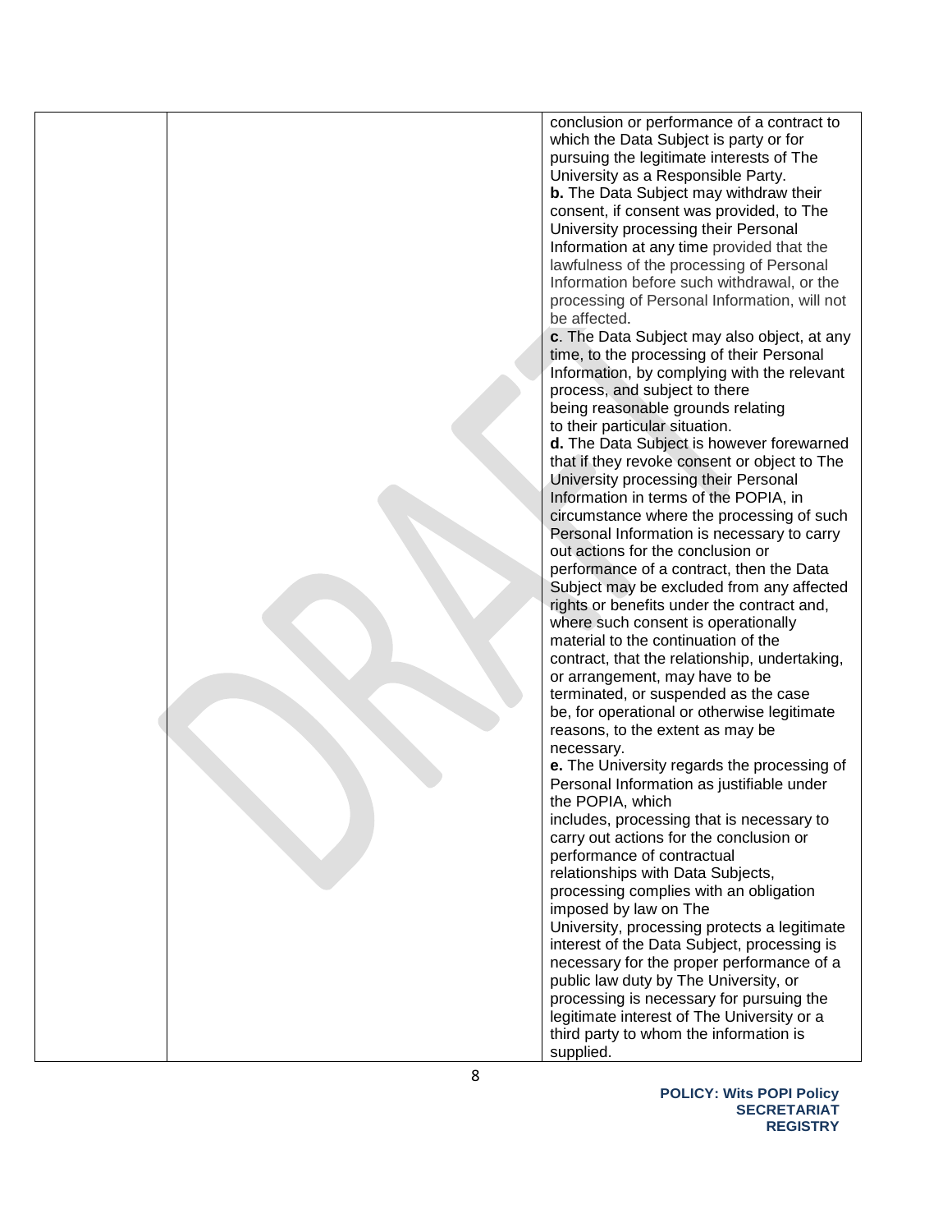| | | conclusion or performance of a contract to which the Data Subject is party or for pursuing the legitimate interests of The University as a Responsible Party.<br>**b.** The Data Subject may withdraw their consent, if consent was provided, to The University processing their Personal Information at any time provided that the lawfulness of the processing of Personal Information before such withdrawal, or the processing of Personal Information, will not be affected.<br>**c**. The Data Subject may also object, at any time, to the processing of their Personal Information, by complying with the relevant process, and subject to there being reasonable grounds relating to their particular situation.<br>**d.** The Data Subject is however forewarned that if they revoke consent or object to The University processing their Personal Information in terms of the POPIA, in circumstance where the processing of such Personal Information is necessary to carry out actions for the conclusion or performance of a contract, then the Data Subject may be excluded from any affected rights or benefits under the contract and, where such consent is operationally material to the continuation of the contract, that the relationship, undertaking, or arrangement, may have to be terminated, or suspended as the case be, for operational or otherwise legitimate reasons, to the extent as may be necessary.<br>**e.** The University regards the processing of Personal Information as justifiable under the POPIA, which includes, processing that is necessary to carry out actions for the conclusion or performance of contractual relationships with Data Subjects, processing complies with an obligation imposed by law on The University, processing protects a legitimate interest of the Data Subject, processing is necessary for the proper performance of a public law duty by The University, or processing is necessary for pursuing the legitimate interest of The University or a third party to whom the information is supplied. |
|---|---|---|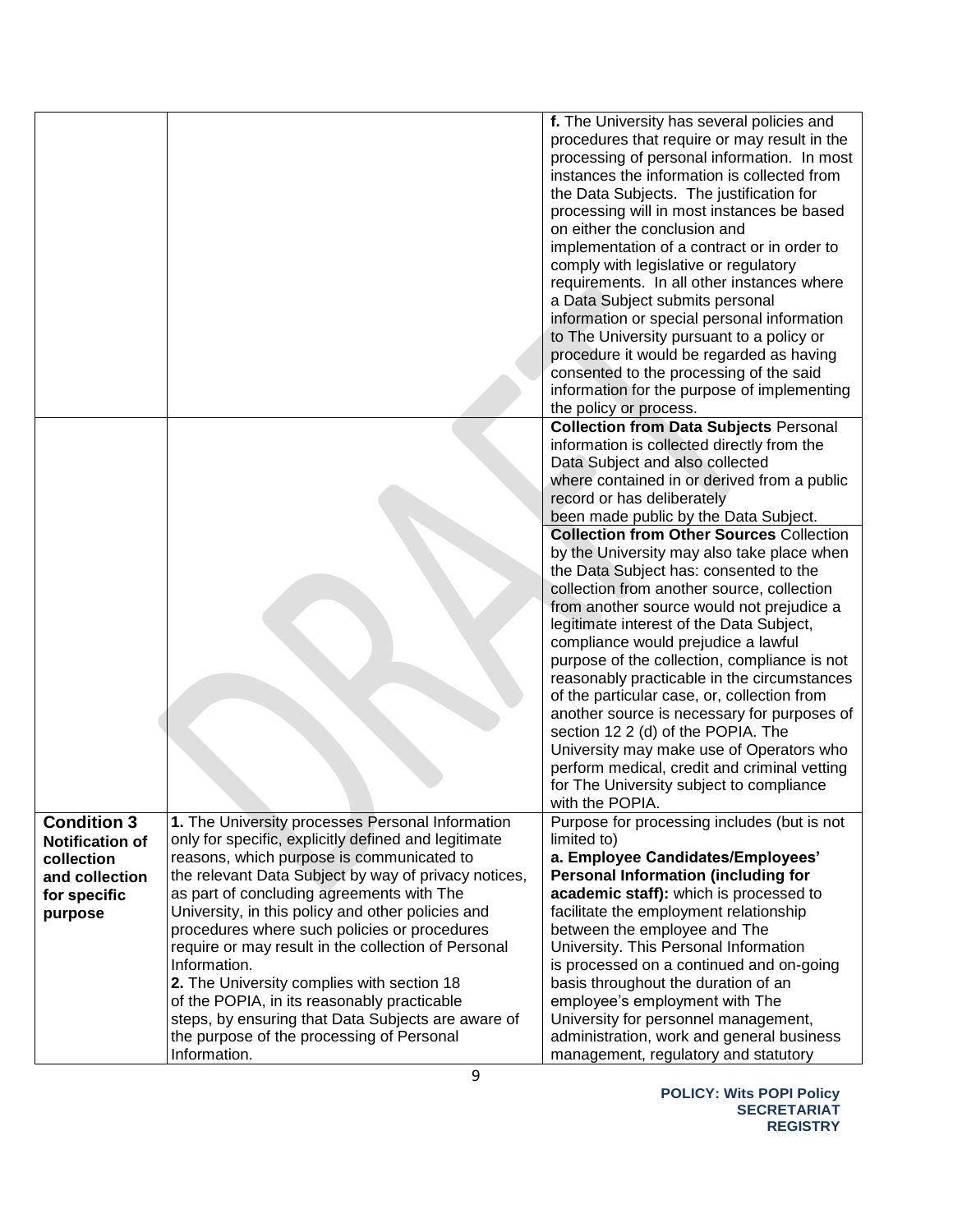| | | |
|---|---|---|
| | | **f.** The University has several policies and procedures that require or may result in the processing of personal information. In most instances the information is collected from the Data Subjects. The justification for processing will in most instances be based on either the conclusion and implementation of a contract or in order to comply with legislative or regulatory requirements. In all other instances where a Data Subject submits personal information or special personal information to The University pursuant to a policy or procedure it would be regarded as having consented to the processing of the said information for the purpose of implementing the policy or process. |
| | | **Collection from Data Subjects** Personal information is collected directly from the Data Subject and also collected where contained in or derived from a public record or has deliberately been made public by the Data Subject.<br>**Collection from Other Sources** Collection by the University may also take place when the Data Subject has: consented to the collection from another source, collection from another source would not prejudice a legitimate interest of the Data Subject, compliance would prejudice a lawful purpose of the collection, compliance is not reasonably practicable in the circumstances of the particular case, or, collection from another source is necessary for purposes of section 12 2 (d) of the POPIA. The University may make use of Operators who perform medical, credit and criminal vetting for The University subject to compliance with the POPIA. |
| **Condition 3 Notification of collection and collection for specific purpose** | **1.** The University processes Personal Information only for specific, explicitly defined and legitimate reasons, which purpose is communicated to the relevant Data Subject by way of privacy notices, as part of concluding agreements with The University, in this policy and other policies and procedures where such policies or procedures require or may result in the collection of Personal Information.<br>**2.** The University complies with section 18 of the POPIA, in its reasonably practicable steps, by ensuring that Data Subjects are aware of the purpose of the processing of Personal Information. | Purpose for processing includes (but is not limited to)<br>**a. Employee Candidates/Employees' Personal Information (including for academic staff):** which is processed to facilitate the employment relationship between the employee and The University. This Personal Information is processed on a continued and on-going basis throughout the duration of an employee's employment with The University for personnel management, administration, work and general business management, regulatory and statutory |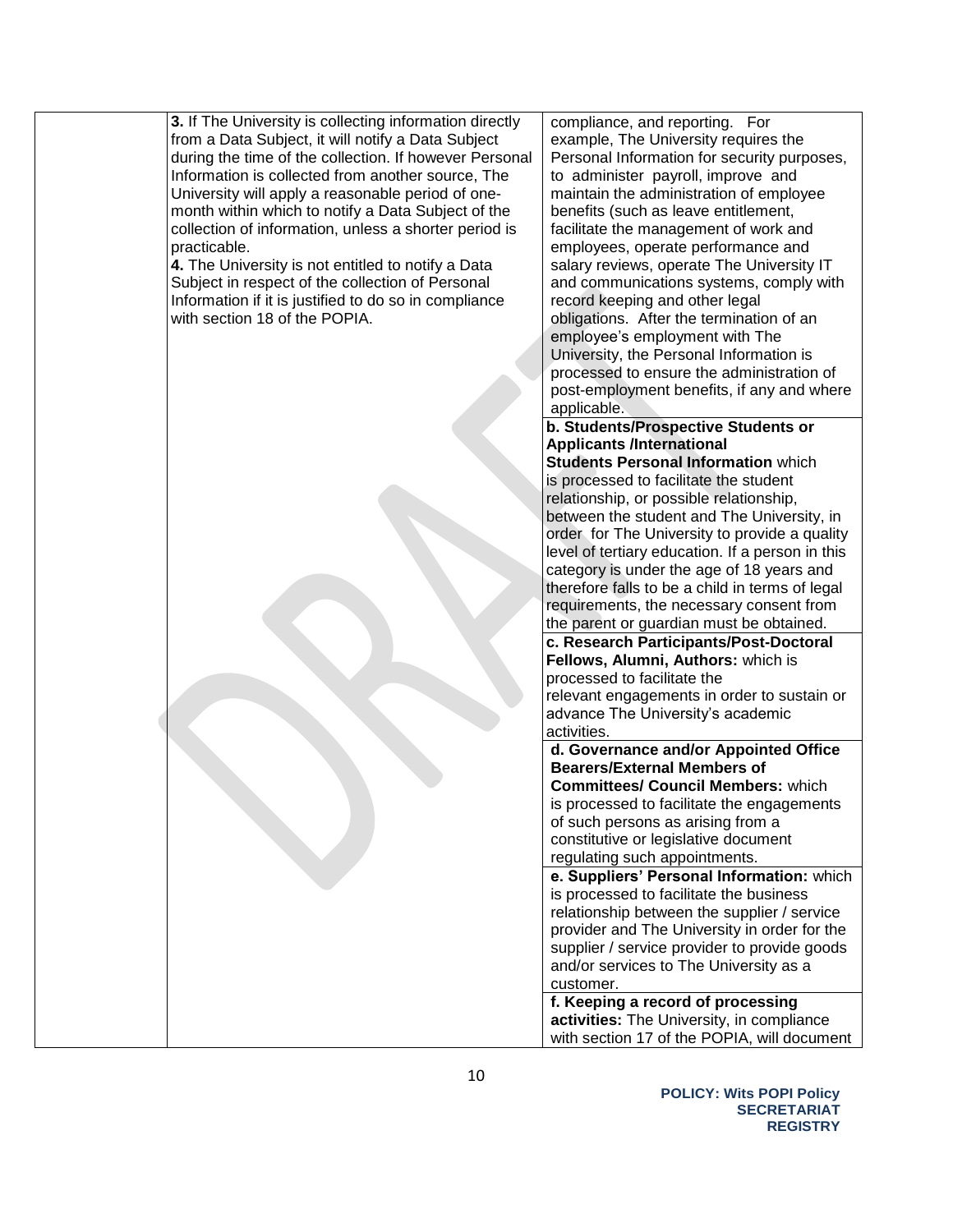| | | |
|---|---|---|
| | **3.** If The University is collecting information directly from a Data Subject, it will notify a Data Subject during the time of the collection. If however Personal Information is collected from another source, The University will apply a reasonable period of one-month within which to notify a Data Subject of the collection of information, unless a shorter period is practicable.<br>**4.** The University is not entitled to notify a Data Subject in respect of the collection of Personal Information if it is justified to do so in compliance with section 18 of the POPIA. | compliance, and reporting. For example, The University requires the Personal Information for security purposes, to administer payroll, improve and maintain the administration of employee benefits (such as leave entitlement, facilitate the management of work and employees, operate performance and salary reviews, operate The University IT and communications systems, comply with record keeping and other legal obligations. After the termination of an employee's employment with The University, the Personal Information is processed to ensure the administration of post-employment benefits, if any and where applicable. |
| | | **b. Students/Prospective Students or Applicants /International Students Personal Information** which is processed to facilitate the student relationship, or possible relationship, between the student and The University, in order for The University to provide a quality level of tertiary education. If a person in this category is under the age of 18 years and therefore falls to be a child in terms of legal requirements, the necessary consent from the parent or guardian must be obtained. |
| | | **c. Research Participants/Post-Doctoral Fellows, Alumni, Authors:** which is processed to facilitate the relevant engagements in order to sustain or advance The University's academic activities. |
| | | **d. Governance and/or Appointed Office Bearers/External Members of Committees/ Council Members:** which is processed to facilitate the engagements of such persons as arising from a constitutive or legislative document regulating such appointments. |
| | | **e. Suppliers' Personal Information:** which is processed to facilitate the business relationship between the supplier / service provider and The University in order for the supplier / service provider to provide goods and/or services to The University as a customer. |
| | | **f. Keeping a record of processing activities:** The University, in compliance with section 17 of the POPIA, will document |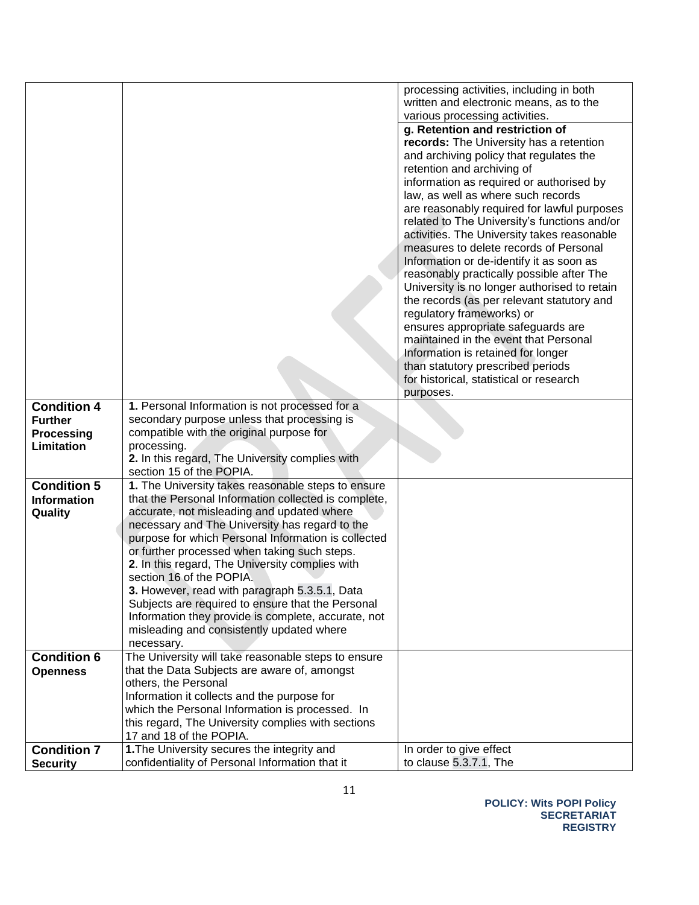| | | |
|---|---|---|
| | | processing activities, including in both written and electronic means, as to the various processing activities.<br>**g. Retention and restriction of records:** The University has a retention and archiving policy that regulates the retention and archiving of information as required or authorised by law, as well as where such records are reasonably required for lawful purposes related to The University's functions and/or activities. The University takes reasonable measures to delete records of Personal Information or de-identify it as soon as reasonably practically possible after The University is no longer authorised to retain the records (as per relevant statutory and regulatory frameworks) or ensures appropriate safeguards are maintained in the event that Personal Information is retained for longer than statutory prescribed periods for historical, statistical or research purposes. |
| **Condition 4 Further Processing Limitation** | **1.** Personal Information is not processed for a secondary purpose unless that processing is compatible with the original purpose for processing.<br>**2.** In this regard, The University complies with section 15 of the POPIA. | |
| **Condition 5 Information Quality** | **1.** The University takes reasonable steps to ensure that the Personal Information collected is complete, accurate, not misleading and updated where necessary and The University has regard to the purpose for which Personal Information is collected or further processed when taking such steps.<br>**2**. In this regard, The University complies with section 16 of the POPIA.<br>**3.** However, read with paragraph 5.3.5.1, Data Subjects are required to ensure that the Personal Information they provide is complete, accurate, not misleading and consistently updated where necessary. | |
| **Condition 6 Openness** | The University will take reasonable steps to ensure that the Data Subjects are aware of, amongst others, the Personal Information it collects and the purpose for which the Personal Information is processed. In this regard, The University complies with sections 17 and 18 of the POPIA. | |
| **Condition 7 Security** | **1.** The University secures the integrity and confidentiality of Personal Information that it | In order to give effect to clause 5.3.7.1, The |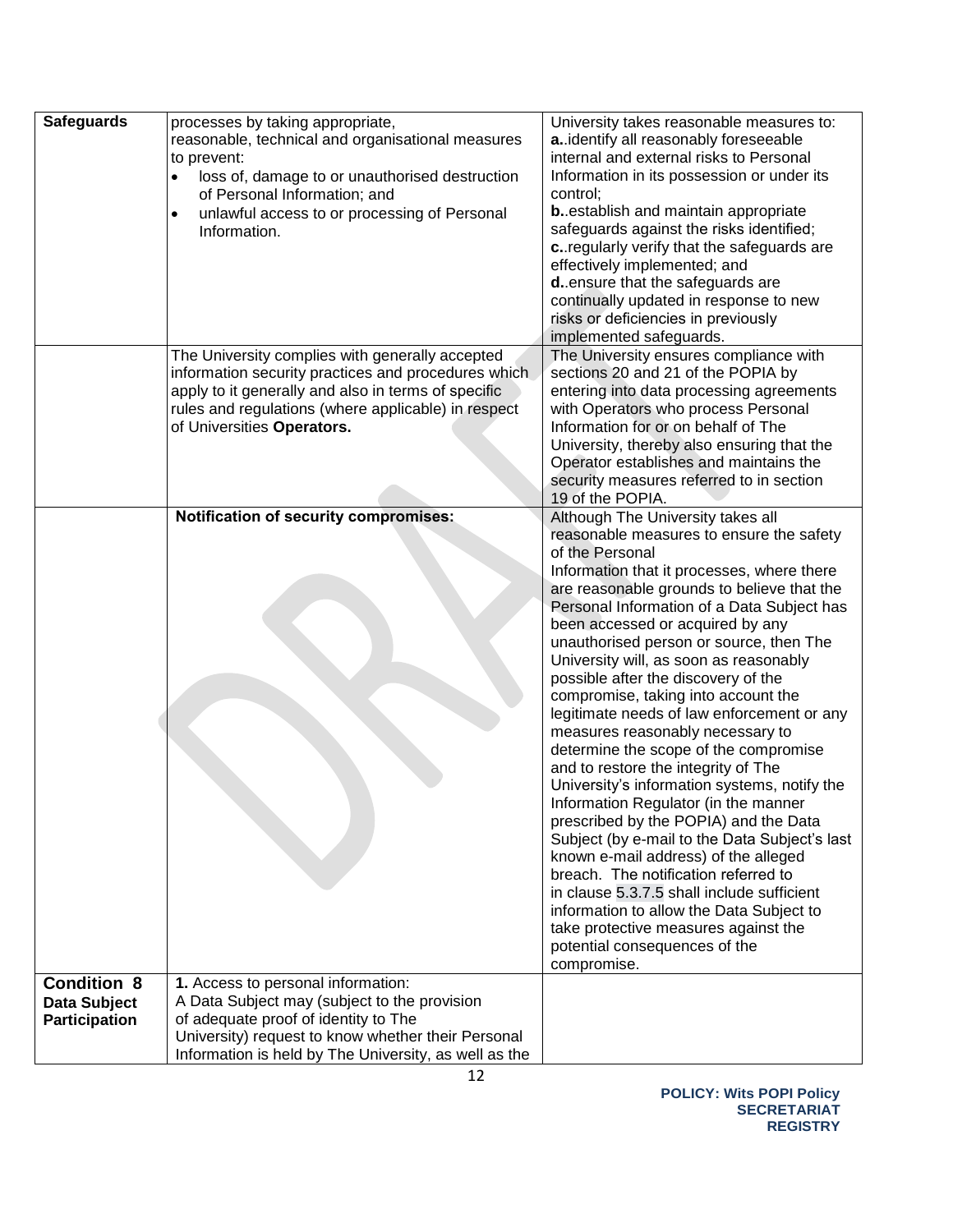| | | |
|---|---|---|
| **Safeguards** | processes by taking appropriate, reasonable, technical and organisational measures to prevent:<br>• loss of, damage to or unauthorised destruction of Personal Information; and<br>• unlawful access to or processing of Personal Information. | University takes reasonable measures to:<br>**a.**.identify all reasonably foreseeable internal and external risks to Personal Information in its possession or under its control;<br>**b.**.establish and maintain appropriate safeguards against the risks identified;<br>**c.**.regularly verify that the safeguards are effectively implemented; and<br>**d.**.ensure that the safeguards are continually updated in response to new risks or deficiencies in previously implemented safeguards. |
| | The University complies with generally accepted information security practices and procedures which apply to it generally and also in terms of specific rules and regulations (where applicable) in respect of Universities **Operators.** | The University ensures compliance with sections 20 and 21 of the POPIA by entering into data processing agreements with Operators who process Personal Information for or on behalf of The University, thereby also ensuring that the Operator establishes and maintains the security measures referred to in section 19 of the POPIA. |
| | **Notification of security compromises:** | Although The University takes all reasonable measures to ensure the safety of the Personal Information that it processes, where there are reasonable grounds to believe that the Personal Information of a Data Subject has been accessed or acquired by any unauthorised person or source, then The University will, as soon as reasonably possible after the discovery of the compromise, taking into account the legitimate needs of law enforcement or any measures reasonably necessary to determine the scope of the compromise and to restore the integrity of The University's information systems, notify the Information Regulator (in the manner prescribed by the POPIA) and the Data Subject (by e-mail to the Data Subject's last known e-mail address) of the alleged breach. The notification referred to in clause 5.3.7.5 shall include sufficient information to allow the Data Subject to take protective measures against the potential consequences of the compromise. |
| **Condition 8 Data Subject Participation** | **1.** Access to personal information:<br>A Data Subject may (subject to the provision of adequate proof of identity to The University) request to know whether their Personal Information is held by The University, as well as the | |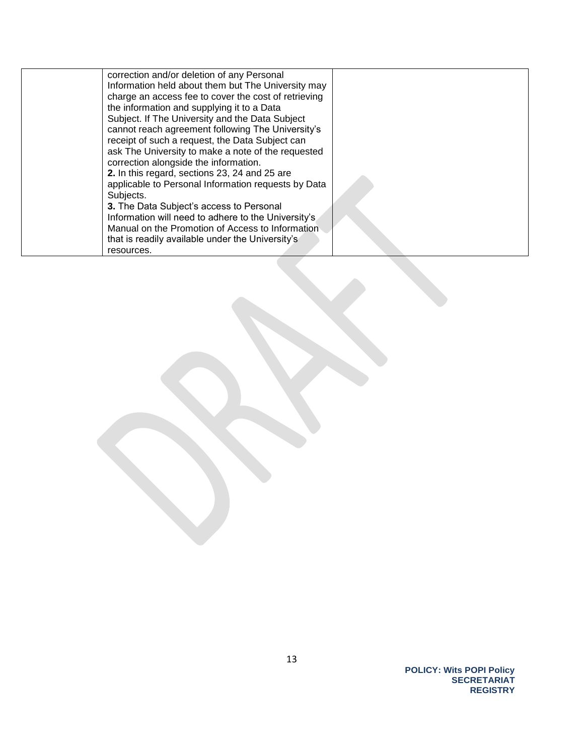| | | |
|---|---|---|
| | correction and/or deletion of any Personal Information held about them but The University may charge an access fee to cover the cost of retrieving the information and supplying it to a Data Subject. If The University and the Data Subject cannot reach agreement following The University's receipt of such a request, the Data Subject can ask The University to make a note of the requested correction alongside the information.<br>**2.** In this regard, sections 23, 24 and 25 are applicable to Personal Information requests by Data Subjects.<br>**3.** The Data Subject's access to Personal Information will need to adhere to the University's Manual on the Promotion of Access to Information that is readily available under the University's resources. | |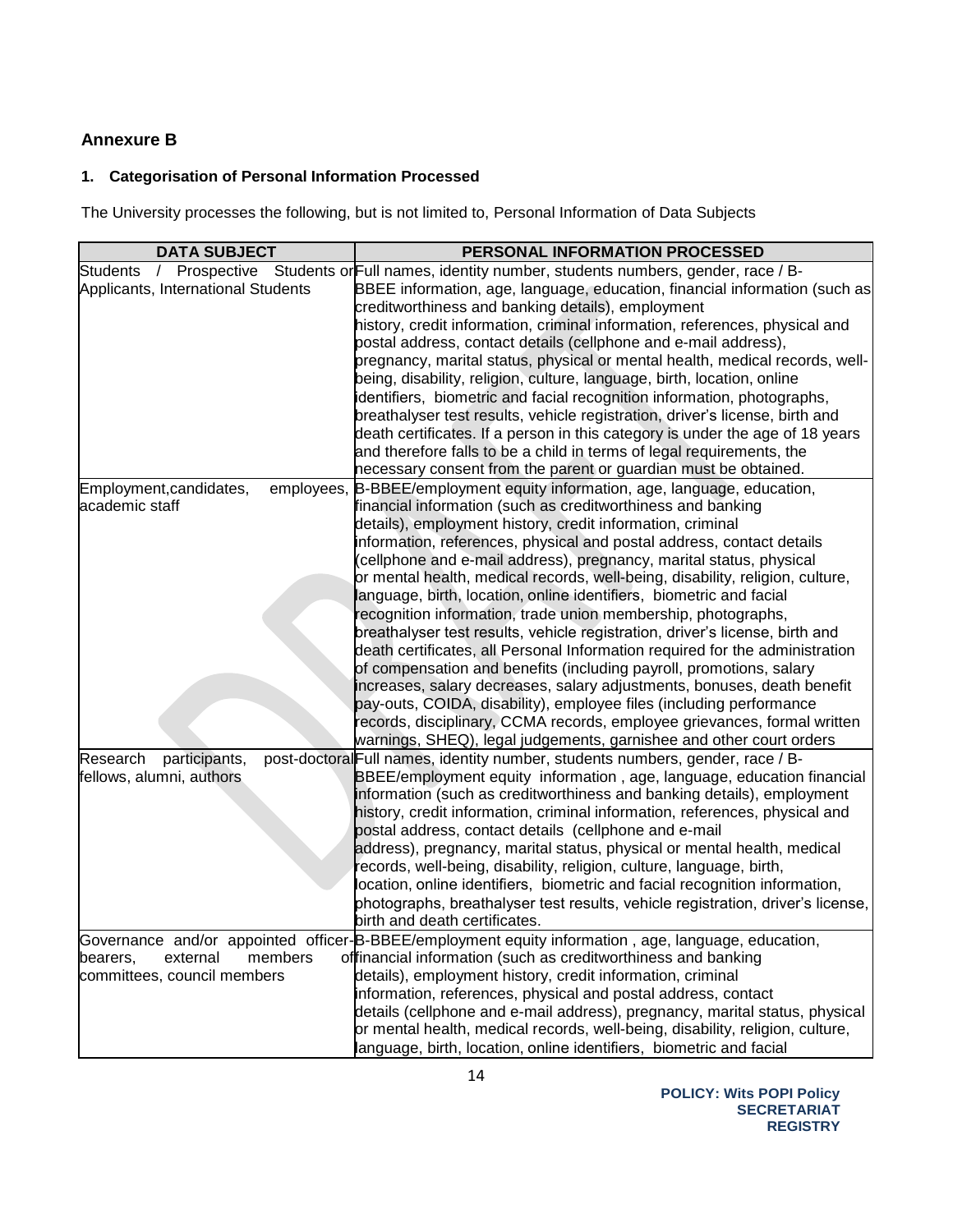## Annexure B

### 1. Categorisation of Personal Information Processed

The University processes the following, but is not limited to, Personal Information of Data Subjects

| DATA SUBJECT | PERSONAL INFORMATION PROCESSED |
| --- | --- |
| Students / Prospective Students or Applicants, International Students | Full names, identity number, students numbers, gender, race / B-BBEE information, age, language, education, financial information (such as creditworthiness and banking details), employment history, credit information, criminal information, references, physical and postal address, contact details (cellphone and e-mail address), pregnancy, marital status, physical or mental health, medical records, well-being, disability, religion, culture, language, birth, location, online identifiers, biometric and facial recognition information, photographs, breathalyser test results, vehicle registration, driver's license, birth and death certificates. If a person in this category is under the age of 18 years and therefore falls to be a child in terms of legal requirements, the necessary consent from the parent or guardian must be obtained. |
| Employment,candidates, employees, academic staff | B-BBEE/employment equity information, age, language, education, financial information (such as creditworthiness and banking details), employment history, credit information, criminal information, references, physical and postal address, contact details (cellphone and e-mail address), pregnancy, marital status, physical or mental health, medical records, well-being, disability, religion, culture, language, birth, location, online identifiers, biometric and facial recognition information, trade union membership, photographs, breathalyser test results, vehicle registration, driver's license, birth and death certificates, all Personal Information required for the administration of compensation and benefits (including payroll, promotions, salary increases, salary decreases, salary adjustments, bonuses, death benefit pay-outs, COIDA, disability), employee files (including performance records, disciplinary, CCMA records, employee grievances, formal written warnings, SHEQ), legal judgements, garnishee and other court orders |
| Research participants, post-doctoral fellows, alumni, authors | Full names, identity number, students numbers, gender, race / B-BBEE/employment equity information , age, language, education financial information (such as creditworthiness and banking details), employment history, credit information, criminal information, references, physical and postal address, contact details (cellphone and e-mail address), pregnancy, marital status, physical or mental health, medical records, well-being, disability, religion, culture, language, birth, location, online identifiers, biometric and facial recognition information, photographs, breathalyser test results, vehicle registration, driver's license, birth and death certificates. |
| Governance and/or appointed officer-bearers, external members of committees, council members | B-BBEE/employment equity information , age, language, education, financial information (such as creditworthiness and banking details), employment history, credit information, criminal information, references, physical and postal address, contact details (cellphone and e-mail address), pregnancy, marital status, physical or mental health, medical records, well-being, disability, religion, culture, language, birth, location, online identifiers, biometric and facial |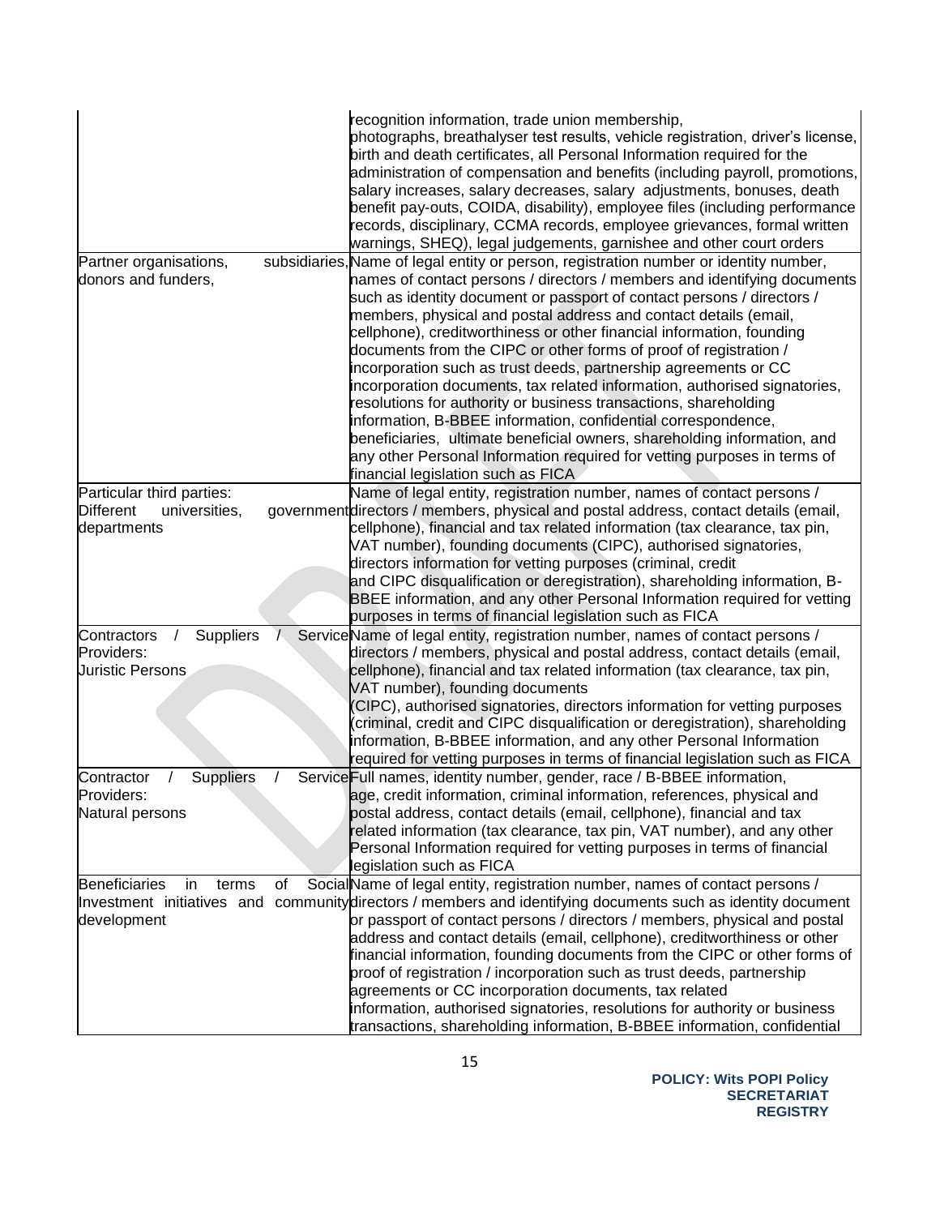| | |
|---|---|
| | recognition information, trade union membership, photographs, breathalyser test results, vehicle registration, driver's license, birth and death certificates, all Personal Information required for the administration of compensation and benefits (including payroll, promotions, salary increases, salary decreases, salary adjustments, bonuses, death benefit pay-outs, COIDA, disability), employee files (including performance records, disciplinary, CCMA records, employee grievances, formal written warnings, SHEQ), legal judgements, garnishee and other court orders |
| Partner organisations, subsidiaries, donors and funders, | Name of legal entity or person, registration number or identity number, names of contact persons / directors / members and identifying documents such as identity document or passport of contact persons / directors / members, physical and postal address and contact details (email, cellphone), creditworthiness or other financial information, founding documents from the CIPC or other forms of proof of registration / incorporation such as trust deeds, partnership agreements or CC incorporation documents, tax related information, authorised signatories, resolutions for authority or business transactions, shareholding information, B-BBEE information, confidential correspondence, beneficiaries, ultimate beneficial owners, shareholding information, and any other Personal Information required for vetting purposes in terms of financial legislation such as FICA |
| Particular third parties: Different universities, government departments | Name of legal entity, registration number, names of contact persons / directors / members, physical and postal address, contact details (email, cellphone), financial and tax related information (tax clearance, tax pin, VAT number), founding documents (CIPC), authorised signatories, directors information for vetting purposes (criminal, credit and CIPC disqualification or deregistration), shareholding information, B-BBEE information, and any other Personal Information required for vetting purposes in terms of financial legislation such as FICA |
| Contractors / Suppliers / Service Providers: Juristic Persons | Name of legal entity, registration number, names of contact persons / directors / members, physical and postal address, contact details (email, cellphone), financial and tax related information (tax clearance, tax pin, VAT number), founding documents (CIPC), authorised signatories, directors information for vetting purposes (criminal, credit and CIPC disqualification or deregistration), shareholding information, B-BBEE information, and any other Personal Information required for vetting purposes in terms of financial legislation such as FICA |
| Contractor / Suppliers / Service Providers: Natural persons | Full names, identity number, gender, race / B-BBEE information, age, credit information, criminal information, references, physical and postal address, contact details (email, cellphone), financial and tax related information (tax clearance, tax pin, VAT number), and any other Personal Information required for vetting purposes in terms of financial legislation such as FICA |
| Beneficiaries in terms of Social Investment initiatives and community development | Name of legal entity, registration number, names of contact persons / directors / members and identifying documents such as identity document or passport of contact persons / directors / members, physical and postal address and contact details (email, cellphone), creditworthiness or other financial information, founding documents from the CIPC or other forms of proof of registration / incorporation such as trust deeds, partnership agreements or CC incorporation documents, tax related information, authorised signatories, resolutions for authority or business transactions, shareholding information, B-BBEE information, confidential |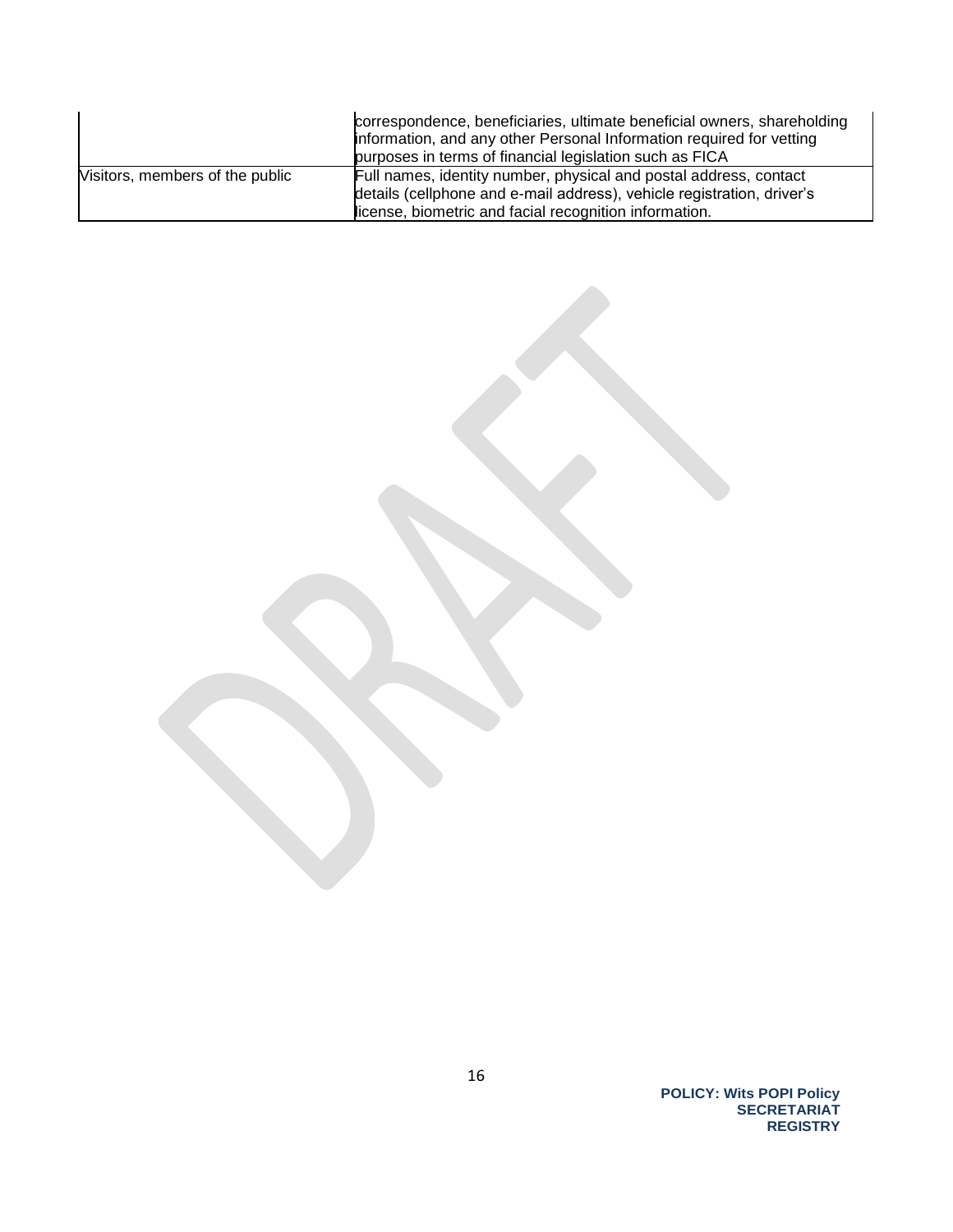| | |
|---|---|
| | correspondence, beneficiaries, ultimate beneficial owners, shareholding information, and any other Personal Information required for vetting purposes in terms of financial legislation such as FICA |
| Visitors, members of the public | Full names, identity number, physical and postal address, contact details (cellphone and e-mail address), vehicle registration, driver's license, biometric and facial recognition information. |